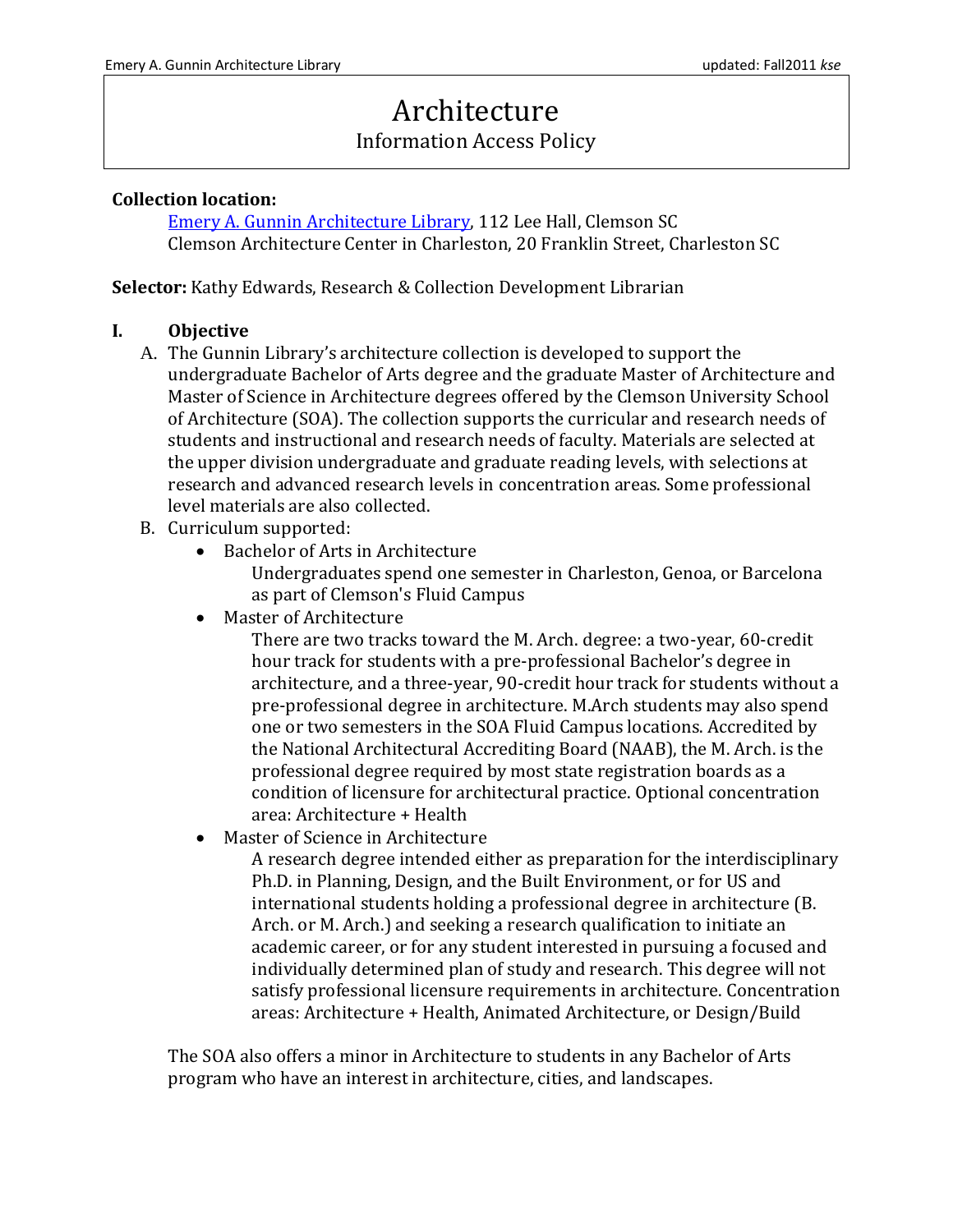# Architecture

## Information Access Policy

**Collection location:**

[Emery A. Gunnin Architecture Library](), 112 Lee Hall, Clemson SC
Clemson Architecture Center in Charleston, 20 Franklin Street, Charleston SC

**Selector:** Kathy Edwards, Research & Collection Development Librarian

## I. Objective

A. The Gunnin Library's architecture collection is developed to support the undergraduate Bachelor of Arts degree and the graduate Master of Architecture and Master of Science in Architecture degrees offered by the Clemson University School of Architecture (SOA). The collection supports the curricular and research needs of students and instructional and research needs of faculty. Materials are selected at the upper division undergraduate and graduate reading levels, with selections at research and advanced research levels in concentration areas. Some professional level materials are also collected.

B. Curriculum supported:

- Bachelor of Arts in Architecture

  Undergraduates spend one semester in Charleston, Genoa, or Barcelona as part of Clemson's Fluid Campus

- Master of Architecture

  There are two tracks toward the M. Arch. degree: a two-year, 60-credit hour track for students with a pre-professional Bachelor's degree in architecture, and a three-year, 90-credit hour track for students without a pre-professional degree in architecture. M.Arch students may also spend one or two semesters in the SOA Fluid Campus locations. Accredited by the National Architectural Accrediting Board (NAAB), the M. Arch. is the professional degree required by most state registration boards as a condition of licensure for architectural practice. Optional concentration area: Architecture + Health

- Master of Science in Architecture

  A research degree intended either as preparation for the interdisciplinary Ph.D. in Planning, Design, and the Built Environment, or for US and international students holding a professional degree in architecture (B. Arch. or M. Arch.) and seeking a research qualification to initiate an academic career, or for any student interested in pursuing a focused and individually determined plan of study and research. This degree will not satisfy professional licensure requirements in architecture. Concentration areas: Architecture + Health, Animated Architecture, or Design/Build

The SOA also offers a minor in Architecture to students in any Bachelor of Arts program who have an interest in architecture, cities, and landscapes.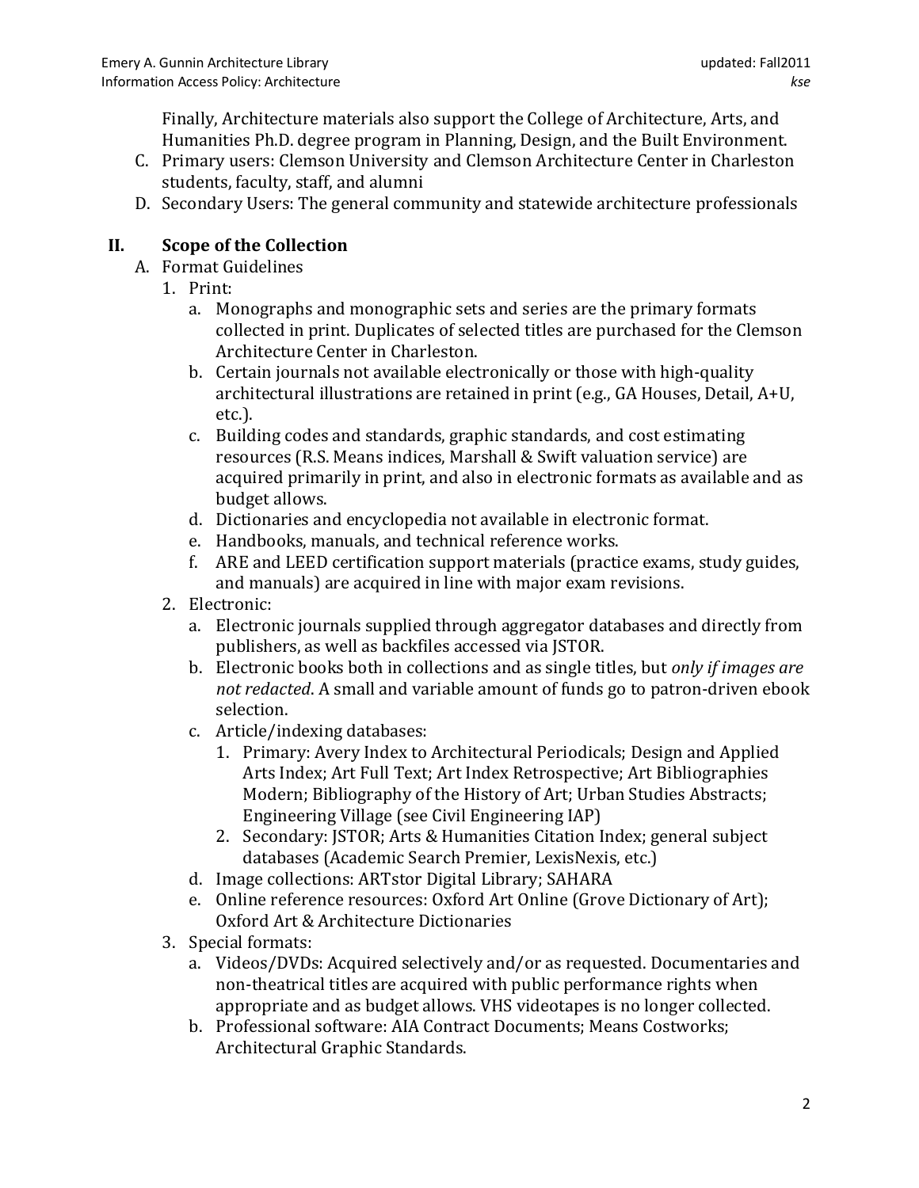Finally, Architecture materials also support the College of Architecture, Arts, and Humanities Ph.D. degree program in Planning, Design, and the Built Environment.

C. Primary users: Clemson University and Clemson Architecture Center in Charleston students, faculty, staff, and alumni

D. Secondary Users: The general community and statewide architecture professionals

## II. Scope of the Collection

A. Format Guidelines

1. Print:
   a. Monographs and monographic sets and series are the primary formats collected in print. Duplicates of selected titles are purchased for the Clemson Architecture Center in Charleston.
   b. Certain journals not available electronically or those with high-quality architectural illustrations are retained in print (e.g., GA Houses, Detail, A+U, etc.).
   c. Building codes and standards, graphic standards, and cost estimating resources (R.S. Means indices, Marshall & Swift valuation service) are acquired primarily in print, and also in electronic formats as available and as budget allows.
   d. Dictionaries and encyclopedia not available in electronic format.
   e. Handbooks, manuals, and technical reference works.
   f. ARE and LEED certification support materials (practice exams, study guides, and manuals) are acquired in line with major exam revisions.
2. Electronic:
   a. Electronic journals supplied through aggregator databases and directly from publishers, as well as backfiles accessed via JSTOR.
   b. Electronic books both in collections and as single titles, but *only if images are not redacted*. A small and variable amount of funds go to patron-driven ebook selection.
   c. Article/indexing databases:
      1. Primary: Avery Index to Architectural Periodicals; Design and Applied Arts Index; Art Full Text; Art Index Retrospective; Art Bibliographies Modern; Bibliography of the History of Art; Urban Studies Abstracts; Engineering Village (see Civil Engineering IAP)
      2. Secondary: JSTOR; Arts & Humanities Citation Index; general subject databases (Academic Search Premier, LexisNexis, etc.)
   d. Image collections: ARTstor Digital Library; SAHARA
   e. Online reference resources: Oxford Art Online (Grove Dictionary of Art); Oxford Art & Architecture Dictionaries
3. Special formats:
   a. Videos/DVDs: Acquired selectively and/or as requested. Documentaries and non-theatrical titles are acquired with public performance rights when appropriate and as budget allows. VHS videotapes is no longer collected.
   b. Professional software: AIA Contract Documents; Means Costworks; Architectural Graphic Standards.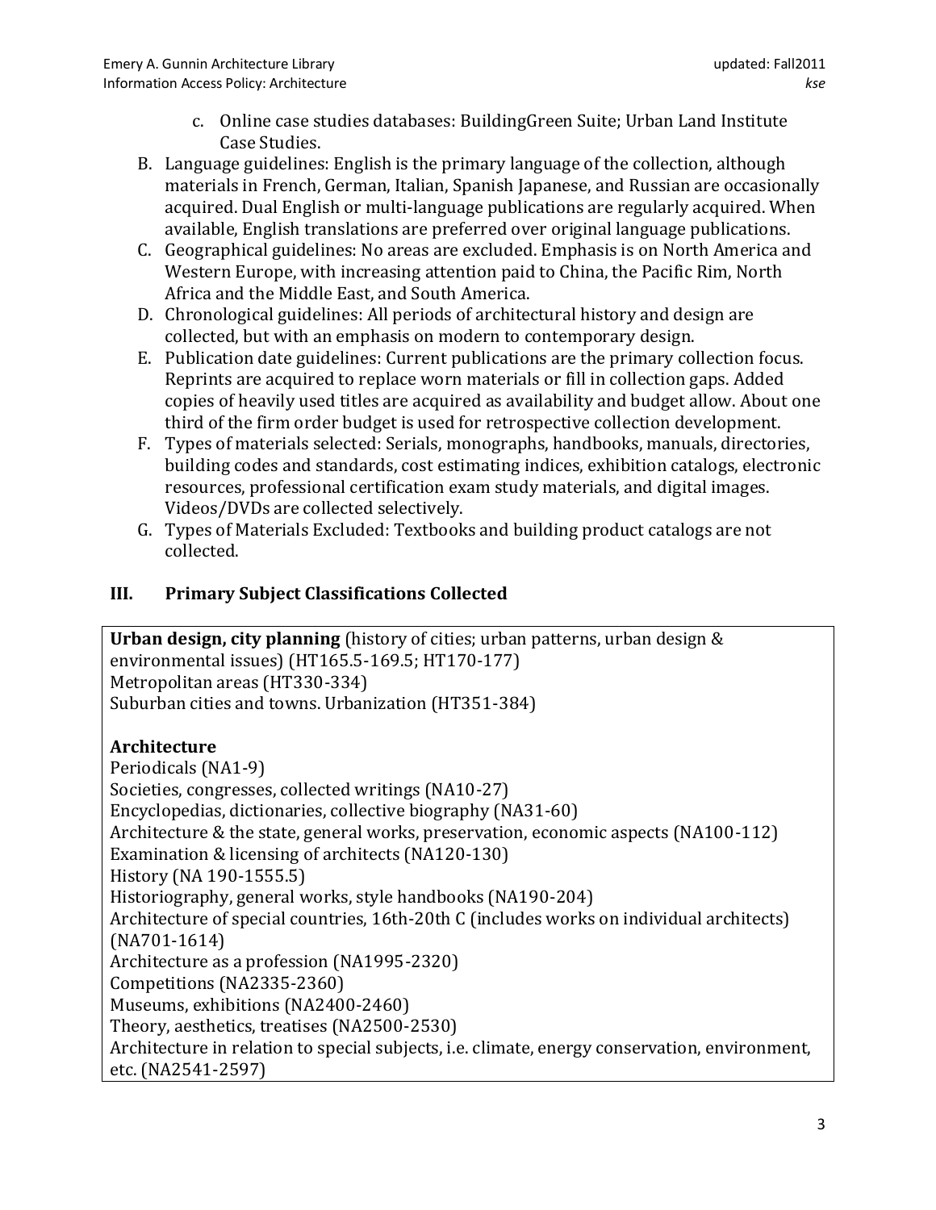c. Online case studies databases: BuildingGreen Suite; Urban Land Institute Case Studies.

B. Language guidelines: English is the primary language of the collection, although materials in French, German, Italian, Spanish Japanese, and Russian are occasionally acquired. Dual English or multi-language publications are regularly acquired. When available, English translations are preferred over original language publications.

C. Geographical guidelines: No areas are excluded. Emphasis is on North America and Western Europe, with increasing attention paid to China, the Pacific Rim, North Africa and the Middle East, and South America.

D. Chronological guidelines: All periods of architectural history and design are collected, but with an emphasis on modern to contemporary design.

E. Publication date guidelines: Current publications are the primary collection focus. Reprints are acquired to replace worn materials or fill in collection gaps. Added copies of heavily used titles are acquired as availability and budget allow. About one third of the firm order budget is used for retrospective collection development.

F. Types of materials selected: Serials, monographs, handbooks, manuals, directories, building codes and standards, cost estimating indices, exhibition catalogs, electronic resources, professional certification exam study materials, and digital images. Videos/DVDs are collected selectively.

G. Types of Materials Excluded: Textbooks and building product catalogs are not collected.

## III. Primary Subject Classifications Collected

**Urban design, city planning** (history of cities; urban patterns, urban design & environmental issues) (HT165.5-169.5; HT170-177)
Metropolitan areas (HT330-334)
Suburban cities and towns. Urbanization (HT351-384)

**Architecture**
Periodicals (NA1-9)
Societies, congresses, collected writings (NA10-27)
Encyclopedias, dictionaries, collective biography (NA31-60)
Architecture & the state, general works, preservation, economic aspects (NA100-112)
Examination & licensing of architects (NA120-130)
History (NA 190-1555.5)
Historiography, general works, style handbooks (NA190-204)
Architecture of special countries, 16th-20th C (includes works on individual architects) (NA701-1614)
Architecture as a profession (NA1995-2320)
Competitions (NA2335-2360)
Museums, exhibitions (NA2400-2460)
Theory, aesthetics, treatises (NA2500-2530)
Architecture in relation to special subjects, i.e. climate, energy conservation, environment, etc. (NA2541-2597)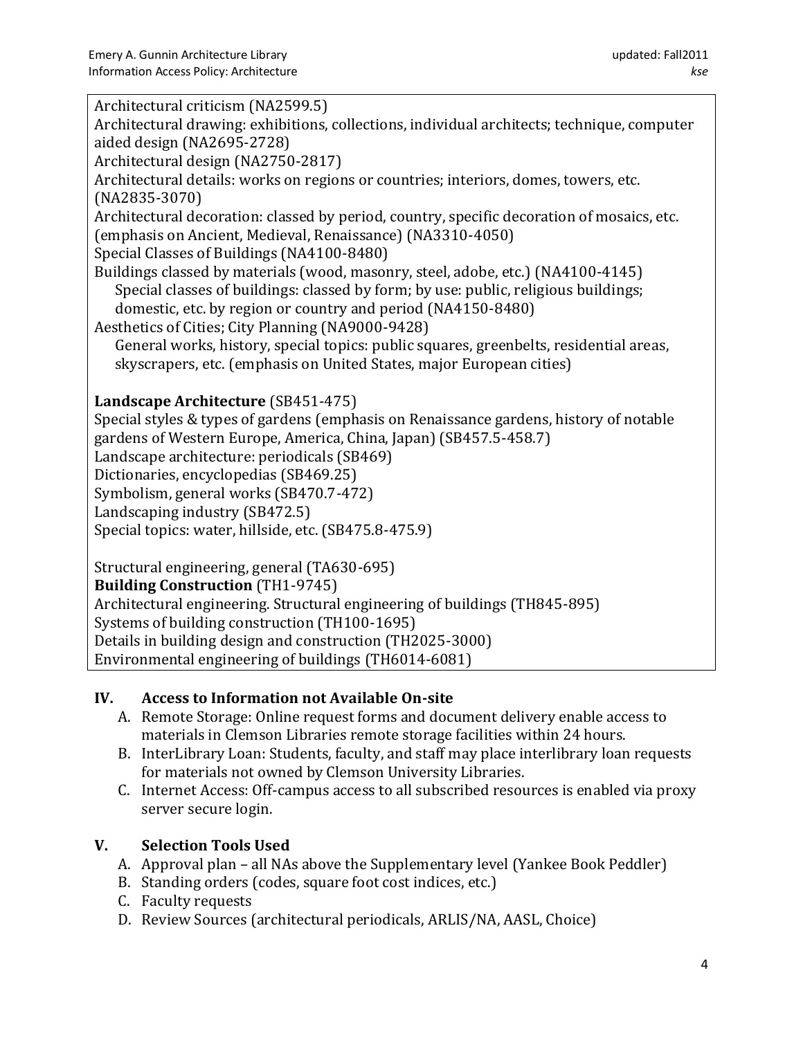Architectural criticism (NA2599.5)
Architectural drawing: exhibitions, collections, individual architects; technique, computer aided design (NA2695-2728)
Architectural design (NA2750-2817)
Architectural details: works on regions or countries; interiors, domes, towers, etc. (NA2835-3070)
Architectural decoration: classed by period, country, specific decoration of mosaics, etc. (emphasis on Ancient, Medieval, Renaissance) (NA3310-4050)
Special Classes of Buildings (NA4100-8480)
Buildings classed by materials (wood, masonry, steel, adobe, etc.) (NA4100-4145)
  Special classes of buildings: classed by form; by use: public, religious buildings; domestic, etc. by region or country and period (NA4150-8480)
Aesthetics of Cities; City Planning (NA9000-9428)
  General works, history, special topics: public squares, greenbelts, residential areas, skyscrapers, etc. (emphasis on United States, major European cities)

**Landscape Architecture** (SB451-475)
Special styles & types of gardens (emphasis on Renaissance gardens, history of notable gardens of Western Europe, America, China, Japan) (SB457.5-458.7)
Landscape architecture: periodicals (SB469)
Dictionaries, encyclopedias (SB469.25)
Symbolism, general works (SB470.7-472)
Landscaping industry (SB472.5)
Special topics: water, hillside, etc. (SB475.8-475.9)

Structural engineering, general (TA630-695)
**Building Construction** (TH1-9745)
Architectural engineering. Structural engineering of buildings (TH845-895)
Systems of building construction (TH100-1695)
Details in building design and construction (TH2025-3000)
Environmental engineering of buildings (TH6014-6081)

## IV. Access to Information not Available On-site

A. Remote Storage: Online request forms and document delivery enable access to materials in Clemson Libraries remote storage facilities within 24 hours.
B. InterLibrary Loan: Students, faculty, and staff may place interlibrary loan requests for materials not owned by Clemson University Libraries.
C. Internet Access: Off-campus access to all subscribed resources is enabled via proxy server secure login.

## V. Selection Tools Used

A. Approval plan – all NAs above the Supplementary level (Yankee Book Peddler)
B. Standing orders (codes, square foot cost indices, etc.)
C. Faculty requests
D. Review Sources (architectural periodicals, ARLIS/NA, AASL, Choice)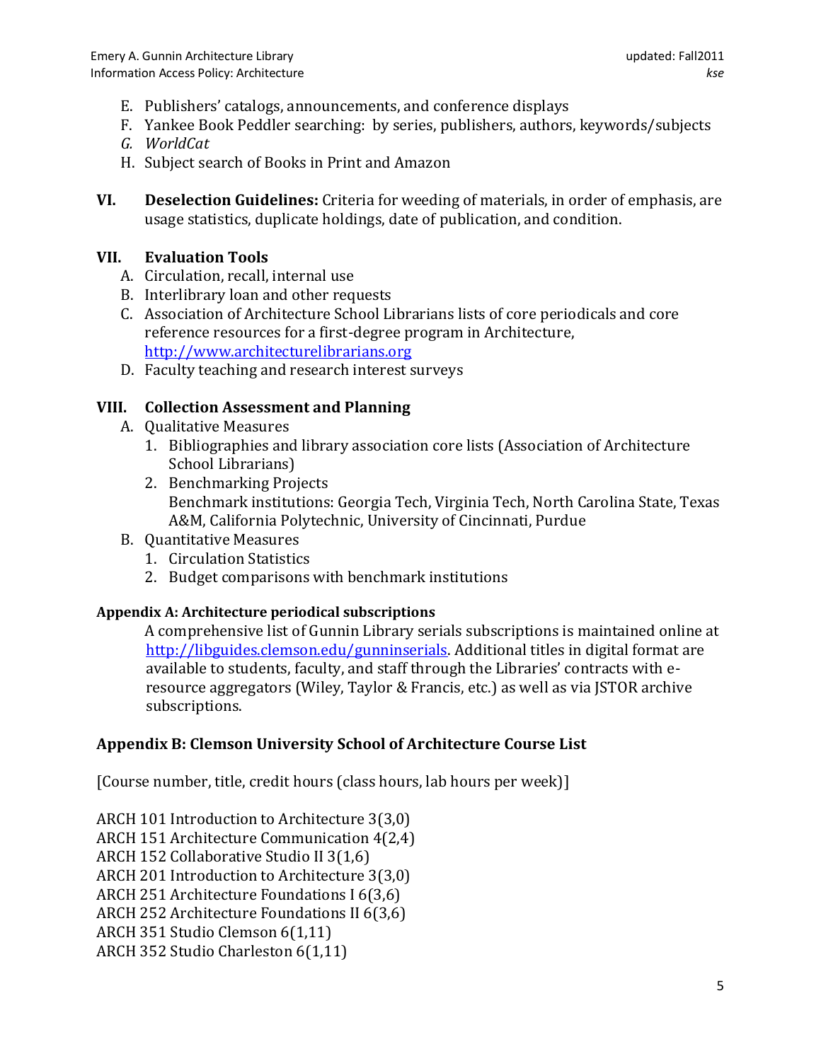E. Publishers' catalogs, announcements, and conference displays
F. Yankee Book Peddler searching: by series, publishers, authors, keywords/subjects
*G. WorldCat*
H. Subject search of Books in Print and Amazon

**VI. Deselection Guidelines:** Criteria for weeding of materials, in order of emphasis, are usage statistics, duplicate holdings, date of publication, and condition.

## VII. Evaluation Tools

A. Circulation, recall, internal use
B. Interlibrary loan and other requests
C. Association of Architecture School Librarians lists of core periodicals and core reference resources for a first-degree program in Architecture, http://www.architecturelibrarians.org
D. Faculty teaching and research interest surveys

## VIII. Collection Assessment and Planning

A. Qualitative Measures
   1. Bibliographies and library association core lists (Association of Architecture School Librarians)
   2. Benchmarking Projects
      Benchmark institutions: Georgia Tech, Virginia Tech, North Carolina State, Texas A&M, California Polytechnic, University of Cincinnati, Purdue
B. Quantitative Measures
   1. Circulation Statistics
   2. Budget comparisons with benchmark institutions

#### Appendix A: Architecture periodical subscriptions

A comprehensive list of Gunnin Library serials subscriptions is maintained online at http://libguides.clemson.edu/gunninserials. Additional titles in digital format are available to students, faculty, and staff through the Libraries' contracts with e-resource aggregators (Wiley, Taylor & Francis, etc.) as well as via JSTOR archive subscriptions.

### Appendix B: Clemson University School of Architecture Course List

[Course number, title, credit hours (class hours, lab hours per week)]

ARCH 101 Introduction to Architecture 3(3,0)
ARCH 151 Architecture Communication 4(2,4)
ARCH 152 Collaborative Studio II 3(1,6)
ARCH 201 Introduction to Architecture 3(3,0)
ARCH 251 Architecture Foundations I 6(3,6)
ARCH 252 Architecture Foundations II 6(3,6)
ARCH 351 Studio Clemson 6(1,11)
ARCH 352 Studio Charleston 6(1,11)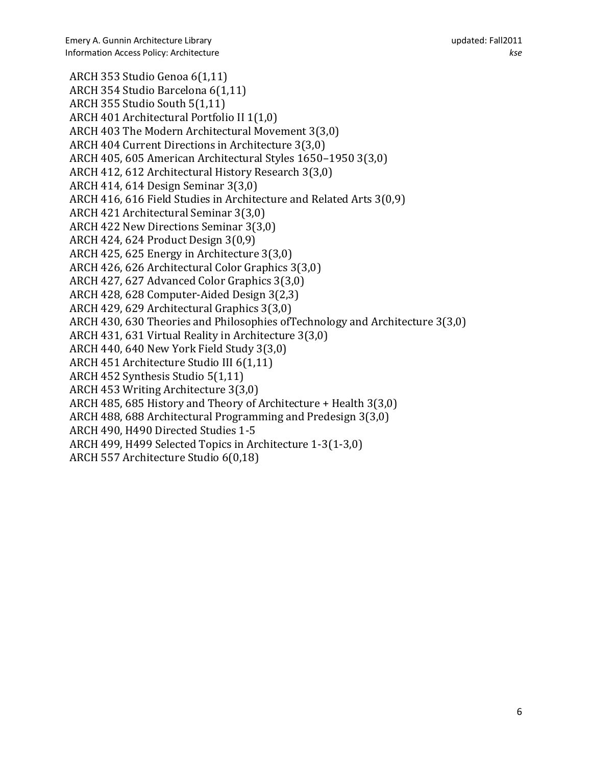ARCH 353 Studio Genoa 6(1,11)
ARCH 354 Studio Barcelona 6(1,11)
ARCH 355 Studio South 5(1,11)
ARCH 401 Architectural Portfolio II 1(1,0)
ARCH 403 The Modern Architectural Movement 3(3,0)
ARCH 404 Current Directions in Architecture 3(3,0)
ARCH 405, 605 American Architectural Styles 1650–1950 3(3,0)
ARCH 412, 612 Architectural History Research 3(3,0)
ARCH 414, 614 Design Seminar 3(3,0)
ARCH 416, 616 Field Studies in Architecture and Related Arts 3(0,9)
ARCH 421 Architectural Seminar 3(3,0)
ARCH 422 New Directions Seminar 3(3,0)
ARCH 424, 624 Product Design 3(0,9)
ARCH 425, 625 Energy in Architecture 3(3,0)
ARCH 426, 626 Architectural Color Graphics 3(3,0)
ARCH 427, 627 Advanced Color Graphics 3(3,0)
ARCH 428, 628 Computer-Aided Design 3(2,3)
ARCH 429, 629 Architectural Graphics 3(3,0)
ARCH 430, 630 Theories and Philosophies ofTechnology and Architecture 3(3,0)
ARCH 431, 631 Virtual Reality in Architecture 3(3,0)
ARCH 440, 640 New York Field Study 3(3,0)
ARCH 451 Architecture Studio III 6(1,11)
ARCH 452 Synthesis Studio 5(1,11)
ARCH 453 Writing Architecture 3(3,0)
ARCH 485, 685 History and Theory of Architecture + Health 3(3,0)
ARCH 488, 688 Architectural Programming and Predesign 3(3,0)
ARCH 490, H490 Directed Studies 1-5
ARCH 499, H499 Selected Topics in Architecture 1-3(1-3,0)
ARCH 557 Architecture Studio 6(0,18)